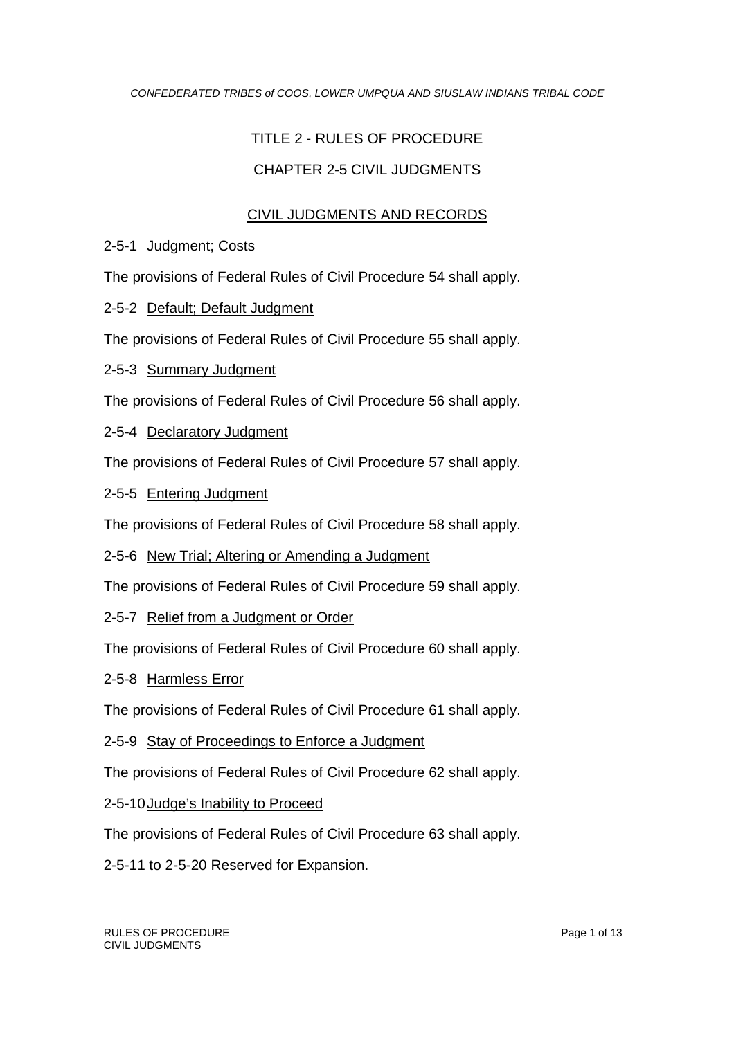# TITLE 2 - RULES OF PROCEDURE

## CHAPTER 2-5 CIVIL JUDGMENTS

### CIVIL JUDGMENTS AND RECORDS

2-5-1 Judgment; Costs

The provisions of Federal Rules of Civil Procedure 54 shall apply.

2-5-2 Default; Default Judgment

The provisions of Federal Rules of Civil Procedure 55 shall apply.

2-5-3 Summary Judgment

The provisions of Federal Rules of Civil Procedure 56 shall apply.

2-5-4 Declaratory Judgment

The provisions of Federal Rules of Civil Procedure 57 shall apply.

2-5-5 Entering Judgment

The provisions of Federal Rules of Civil Procedure 58 shall apply.

2-5-6 New Trial; Altering or Amending a Judgment

The provisions of Federal Rules of Civil Procedure 59 shall apply.

2-5-7 Relief from a Judgment or Order

The provisions of Federal Rules of Civil Procedure 60 shall apply.

2-5-8 Harmless Error

The provisions of Federal Rules of Civil Procedure 61 shall apply.

2-5-9 Stay of Proceedings to Enforce a Judgment

The provisions of Federal Rules of Civil Procedure 62 shall apply.

2-5-10 Judge's Inability to Proceed

The provisions of Federal Rules of Civil Procedure 63 shall apply.

2-5-11 to 2-5-20 Reserved for Expansion.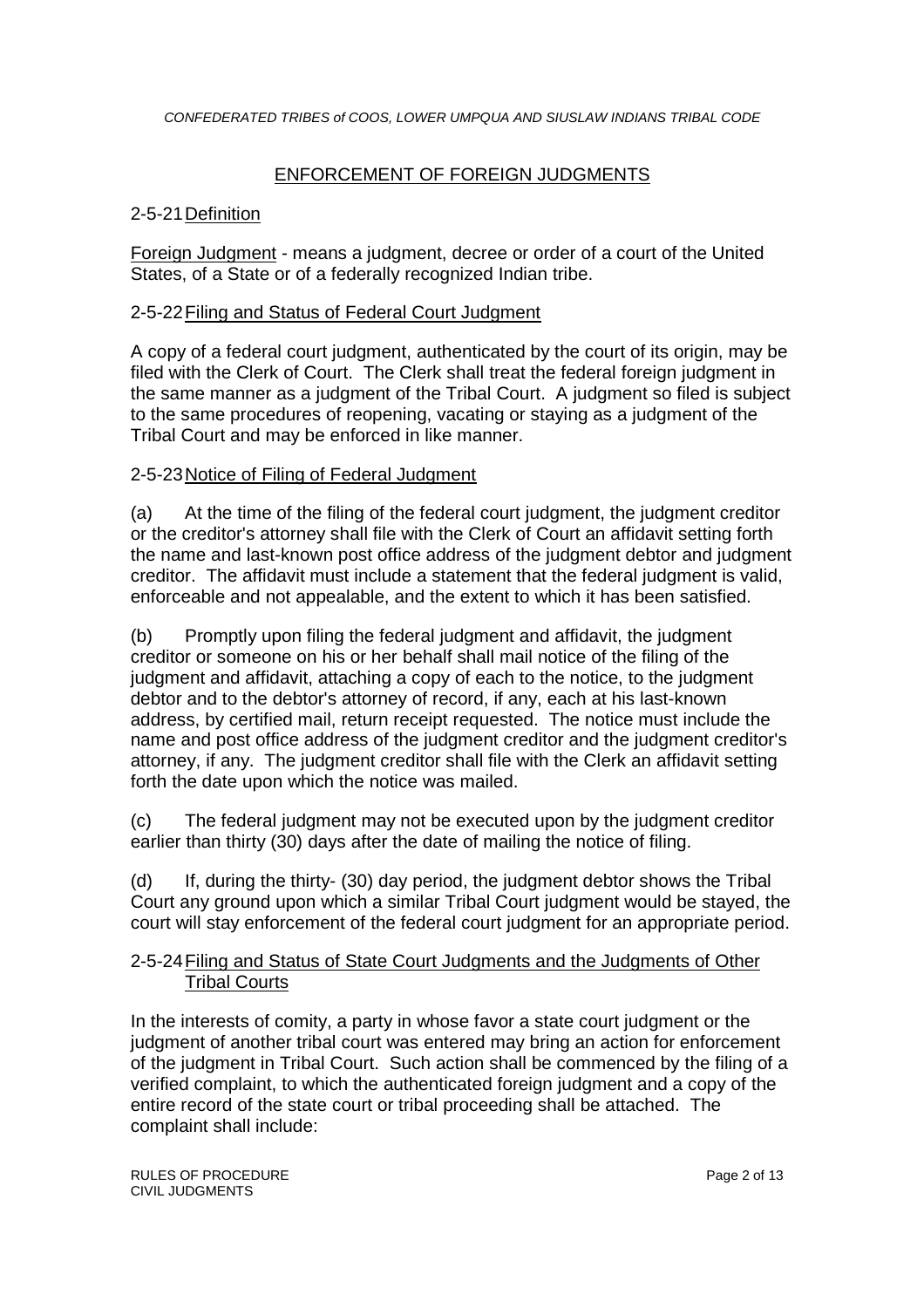## ENFORCEMENT OF FOREIGN JUDGMENTS

### 2-5-21 Definition

Foreign Judgment - means a judgment, decree or order of a court of the United States, of a State or of a federally recognized Indian tribe.

### 2-5-22 Filing and Status of Federal Court Judgment

A copy of a federal court judgment, authenticated by the court of its origin, may be filed with the Clerk of Court. The Clerk shall treat the federal foreign judgment in the same manner as a judgment of the Tribal Court. A judgment so filed is subject to the same procedures of reopening, vacating or staying as a judgment of the Tribal Court and may be enforced in like manner.

### 2-5-23 Notice of Filing of Federal Judgment

(a) At the time of the filing of the federal court judgment, the judgment creditor or the creditor's attorney shall file with the Clerk of Court an affidavit setting forth the name and last-known post office address of the judgment debtor and judgment creditor. The affidavit must include a statement that the federal judgment is valid, enforceable and not appealable, and the extent to which it has been satisfied.

(b) Promptly upon filing the federal judgment and affidavit, the judgment creditor or someone on his or her behalf shall mail notice of the filing of the judgment and affidavit, attaching a copy of each to the notice, to the judgment debtor and to the debtor's attorney of record, if any, each at his last-known address, by certified mail, return receipt requested. The notice must include the name and post office address of the judgment creditor and the judgment creditor's attorney, if any. The judgment creditor shall file with the Clerk an affidavit setting forth the date upon which the notice was mailed.

(c) The federal judgment may not be executed upon by the judgment creditor earlier than thirty (30) days after the date of mailing the notice of filing.

(d) If, during the thirty- (30) day period, the judgment debtor shows the Tribal Court any ground upon which a similar Tribal Court judgment would be stayed, the court will stay enforcement of the federal court judgment for an appropriate period.

### 2-5-24 Filing and Status of State Court Judgments and the Judgments of Other Tribal Courts

In the interests of comity, a party in whose favor a state court judgment or the judgment of another tribal court was entered may bring an action for enforcement of the judgment in Tribal Court. Such action shall be commenced by the filing of a verified complaint, to which the authenticated foreign judgment and a copy of the entire record of the state court or tribal proceeding shall be attached. The complaint shall include: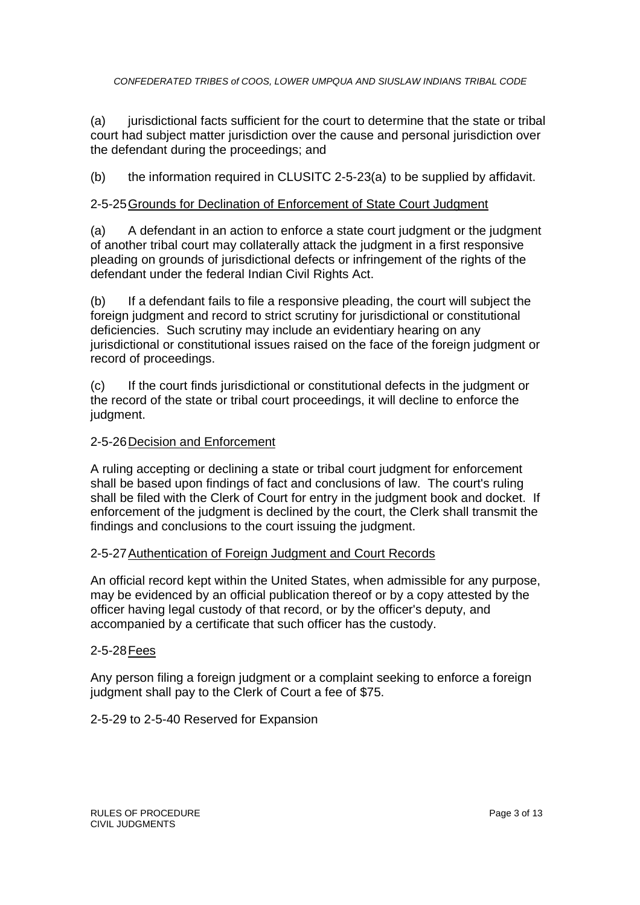(a) jurisdictional facts sufficient for the court to determine that the state or tribal court had subject matter jurisdiction over the cause and personal jurisdiction over the defendant during the proceedings; and

(b) the information required in CLUSITC 2-5-23(a) to be supplied by affidavit.

### 2-5-25 Grounds for Declination of Enforcement of State Court Judgment

(a) A defendant in an action to enforce a state court judgment or the judgment of another tribal court may collaterally attack the judgment in a first responsive pleading on grounds of jurisdictional defects or infringement of the rights of the defendant under the federal Indian Civil Rights Act.

(b) If a defendant fails to file a responsive pleading, the court will subject the foreign judgment and record to strict scrutiny for jurisdictional or constitutional deficiencies. Such scrutiny may include an evidentiary hearing on any jurisdictional or constitutional issues raised on the face of the foreign judgment or record of proceedings.

(c) If the court finds jurisdictional or constitutional defects in the judgment or the record of the state or tribal court proceedings, it will decline to enforce the judgment.

### 2-5-26 Decision and Enforcement

A ruling accepting or declining a state or tribal court judgment for enforcement shall be based upon findings of fact and conclusions of law. The court's ruling shall be filed with the Clerk of Court for entry in the judgment book and docket. If enforcement of the judgment is declined by the court, the Clerk shall transmit the findings and conclusions to the court issuing the judgment.

### 2-5-27 Authentication of Foreign Judgment and Court Records

An official record kept within the United States, when admissible for any purpose, may be evidenced by an official publication thereof or by a copy attested by the officer having legal custody of that record, or by the officer's deputy, and accompanied by a certificate that such officer has the custody.

### 2-5-28 Fees

Any person filing a foreign judgment or a complaint seeking to enforce a foreign judgment shall pay to the Clerk of Court a fee of $75.

2-5-29 to 2-5-40 Reserved for Expansion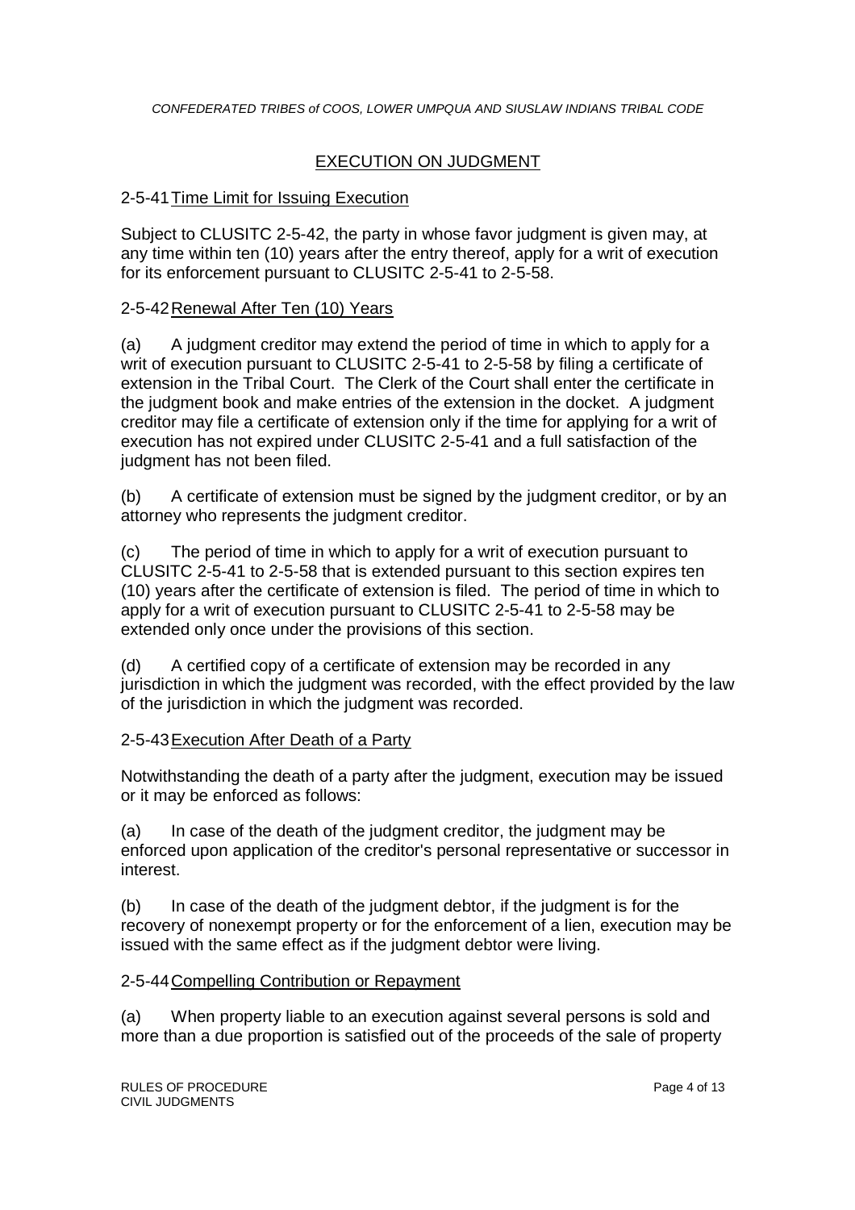## EXECUTION ON JUDGMENT

### 2-5-41 Time Limit for Issuing Execution

Subject to CLUSITC 2-5-42, the party in whose favor judgment is given may, at any time within ten (10) years after the entry thereof, apply for a writ of execution for its enforcement pursuant to CLUSITC 2-5-41 to 2-5-58.

### 2-5-42 Renewal After Ten (10) Years

(a) A judgment creditor may extend the period of time in which to apply for a writ of execution pursuant to CLUSITC 2-5-41 to 2-5-58 by filing a certificate of extension in the Tribal Court. The Clerk of the Court shall enter the certificate in the judgment book and make entries of the extension in the docket. A judgment creditor may file a certificate of extension only if the time for applying for a writ of execution has not expired under CLUSITC 2-5-41 and a full satisfaction of the judgment has not been filed.

(b) A certificate of extension must be signed by the judgment creditor, or by an attorney who represents the judgment creditor.

(c) The period of time in which to apply for a writ of execution pursuant to CLUSITC 2-5-41 to 2-5-58 that is extended pursuant to this section expires ten (10) years after the certificate of extension is filed. The period of time in which to apply for a writ of execution pursuant to CLUSITC 2-5-41 to 2-5-58 may be extended only once under the provisions of this section.

(d) A certified copy of a certificate of extension may be recorded in any jurisdiction in which the judgment was recorded, with the effect provided by the law of the jurisdiction in which the judgment was recorded.

### 2-5-43 Execution After Death of a Party

Notwithstanding the death of a party after the judgment, execution may be issued or it may be enforced as follows:

(a) In case of the death of the judgment creditor, the judgment may be enforced upon application of the creditor's personal representative or successor in interest.

(b) In case of the death of the judgment debtor, if the judgment is for the recovery of nonexempt property or for the enforcement of a lien, execution may be issued with the same effect as if the judgment debtor were living.

### 2-5-44 Compelling Contribution or Repayment

(a) When property liable to an execution against several persons is sold and more than a due proportion is satisfied out of the proceeds of the sale of property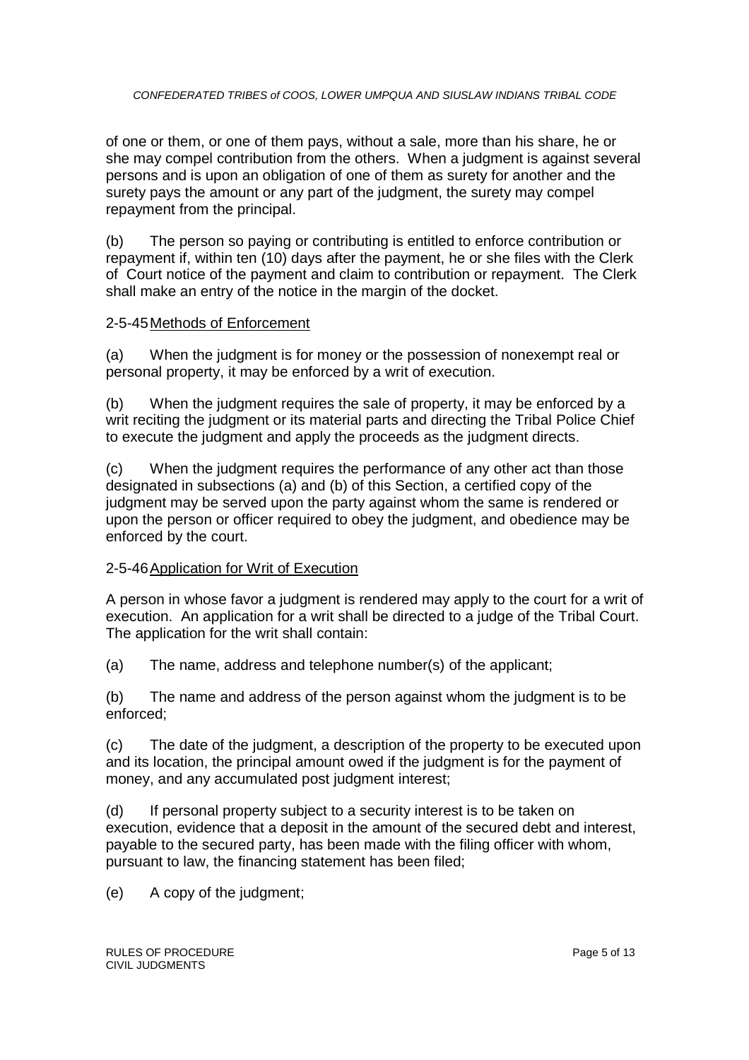of one or them, or one of them pays, without a sale, more than his share, he or she may compel contribution from the others. When a judgment is against several persons and is upon an obligation of one of them as surety for another and the surety pays the amount or any part of the judgment, the surety may compel repayment from the principal.

(b) The person so paying or contributing is entitled to enforce contribution or repayment if, within ten (10) days after the payment, he or she files with the Clerk of Court notice of the payment and claim to contribution or repayment. The Clerk shall make an entry of the notice in the margin of the docket.

### 2-5-45 Methods of Enforcement

(a) When the judgment is for money or the possession of nonexempt real or personal property, it may be enforced by a writ of execution.

(b) When the judgment requires the sale of property, it may be enforced by a writ reciting the judgment or its material parts and directing the Tribal Police Chief to execute the judgment and apply the proceeds as the judgment directs.

(c) When the judgment requires the performance of any other act than those designated in subsections (a) and (b) of this Section, a certified copy of the judgment may be served upon the party against whom the same is rendered or upon the person or officer required to obey the judgment, and obedience may be enforced by the court.

### 2-5-46 Application for Writ of Execution

A person in whose favor a judgment is rendered may apply to the court for a writ of execution. An application for a writ shall be directed to a judge of the Tribal Court. The application for the writ shall contain:

(a) The name, address and telephone number(s) of the applicant;

(b) The name and address of the person against whom the judgment is to be enforced;

(c) The date of the judgment, a description of the property to be executed upon and its location, the principal amount owed if the judgment is for the payment of money, and any accumulated post judgment interest;

(d) If personal property subject to a security interest is to be taken on execution, evidence that a deposit in the amount of the secured debt and interest, payable to the secured party, has been made with the filing officer with whom, pursuant to law, the financing statement has been filed;

(e) A copy of the judgment;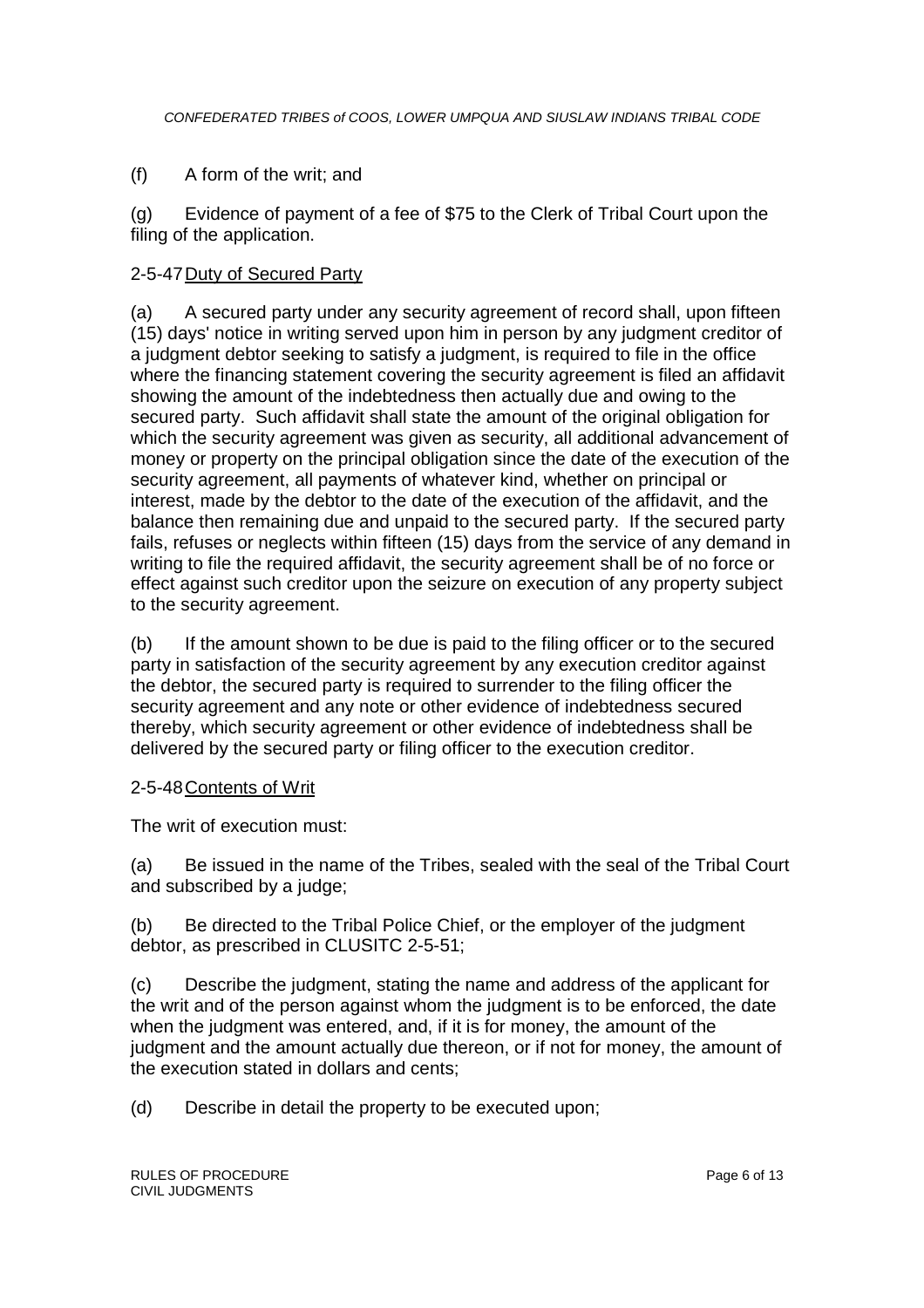(f) A form of the writ; and

(g) Evidence of payment of a fee of $75 to the Clerk of Tribal Court upon the filing of the application.

2-5-47 Duty of Secured Party

(a) A secured party under any security agreement of record shall, upon fifteen (15) days' notice in writing served upon him in person by any judgment creditor of a judgment debtor seeking to satisfy a judgment, is required to file in the office where the financing statement covering the security agreement is filed an affidavit showing the amount of the indebtedness then actually due and owing to the secured party. Such affidavit shall state the amount of the original obligation for which the security agreement was given as security, all additional advancement of money or property on the principal obligation since the date of the execution of the security agreement, all payments of whatever kind, whether on principal or interest, made by the debtor to the date of the execution of the affidavit, and the balance then remaining due and unpaid to the secured party. If the secured party fails, refuses or neglects within fifteen (15) days from the service of any demand in writing to file the required affidavit, the security agreement shall be of no force or effect against such creditor upon the seizure on execution of any property subject to the security agreement.

(b) If the amount shown to be due is paid to the filing officer or to the secured party in satisfaction of the security agreement by any execution creditor against the debtor, the secured party is required to surrender to the filing officer the security agreement and any note or other evidence of indebtedness secured thereby, which security agreement or other evidence of indebtedness shall be delivered by the secured party or filing officer to the execution creditor.

2-5-48 Contents of Writ

The writ of execution must:

(a) Be issued in the name of the Tribes, sealed with the seal of the Tribal Court and subscribed by a judge;

(b) Be directed to the Tribal Police Chief, or the employer of the judgment debtor, as prescribed in CLUSITC 2-5-51;

(c) Describe the judgment, stating the name and address of the applicant for the writ and of the person against whom the judgment is to be enforced, the date when the judgment was entered, and, if it is for money, the amount of the judgment and the amount actually due thereon, or if not for money, the amount of the execution stated in dollars and cents;

(d) Describe in detail the property to be executed upon;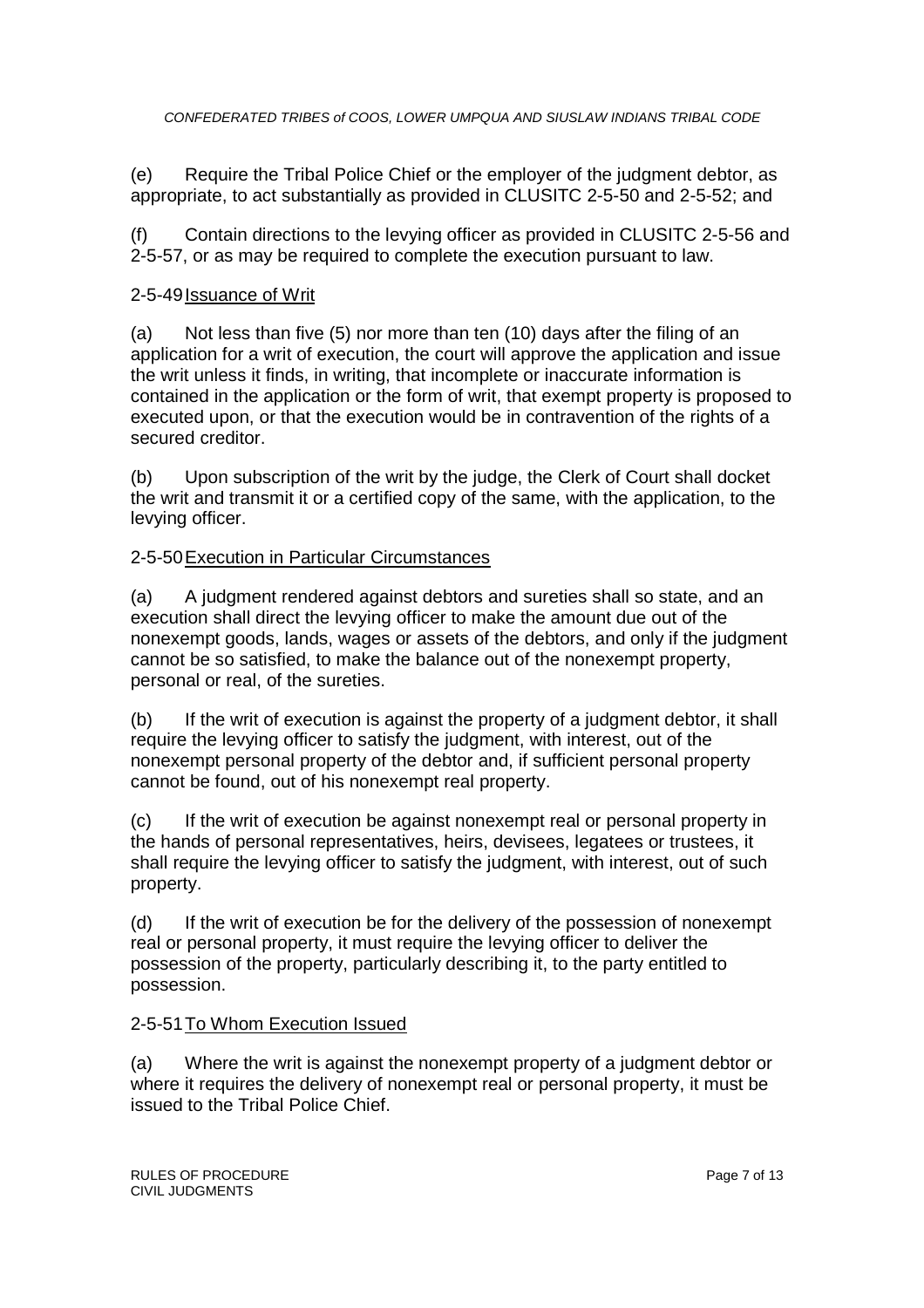(e) Require the Tribal Police Chief or the employer of the judgment debtor, as appropriate, to act substantially as provided in CLUSITC 2-5-50 and 2-5-52; and

(f) Contain directions to the levying officer as provided in CLUSITC 2-5-56 and 2-5-57, or as may be required to complete the execution pursuant to law.

2-5-49 Issuance of Writ

(a) Not less than five (5) nor more than ten (10) days after the filing of an application for a writ of execution, the court will approve the application and issue the writ unless it finds, in writing, that incomplete or inaccurate information is contained in the application or the form of writ, that exempt property is proposed to executed upon, or that the execution would be in contravention of the rights of a secured creditor.

(b) Upon subscription of the writ by the judge, the Clerk of Court shall docket the writ and transmit it or a certified copy of the same, with the application, to the levying officer.

2-5-50 Execution in Particular Circumstances

(a) A judgment rendered against debtors and sureties shall so state, and an execution shall direct the levying officer to make the amount due out of the nonexempt goods, lands, wages or assets of the debtors, and only if the judgment cannot be so satisfied, to make the balance out of the nonexempt property, personal or real, of the sureties.

(b) If the writ of execution is against the property of a judgment debtor, it shall require the levying officer to satisfy the judgment, with interest, out of the nonexempt personal property of the debtor and, if sufficient personal property cannot be found, out of his nonexempt real property.

(c) If the writ of execution be against nonexempt real or personal property in the hands of personal representatives, heirs, devisees, legatees or trustees, it shall require the levying officer to satisfy the judgment, with interest, out of such property.

(d) If the writ of execution be for the delivery of the possession of nonexempt real or personal property, it must require the levying officer to deliver the possession of the property, particularly describing it, to the party entitled to possession.

2-5-51 To Whom Execution Issued

(a) Where the writ is against the nonexempt property of a judgment debtor or where it requires the delivery of nonexempt real or personal property, it must be issued to the Tribal Police Chief.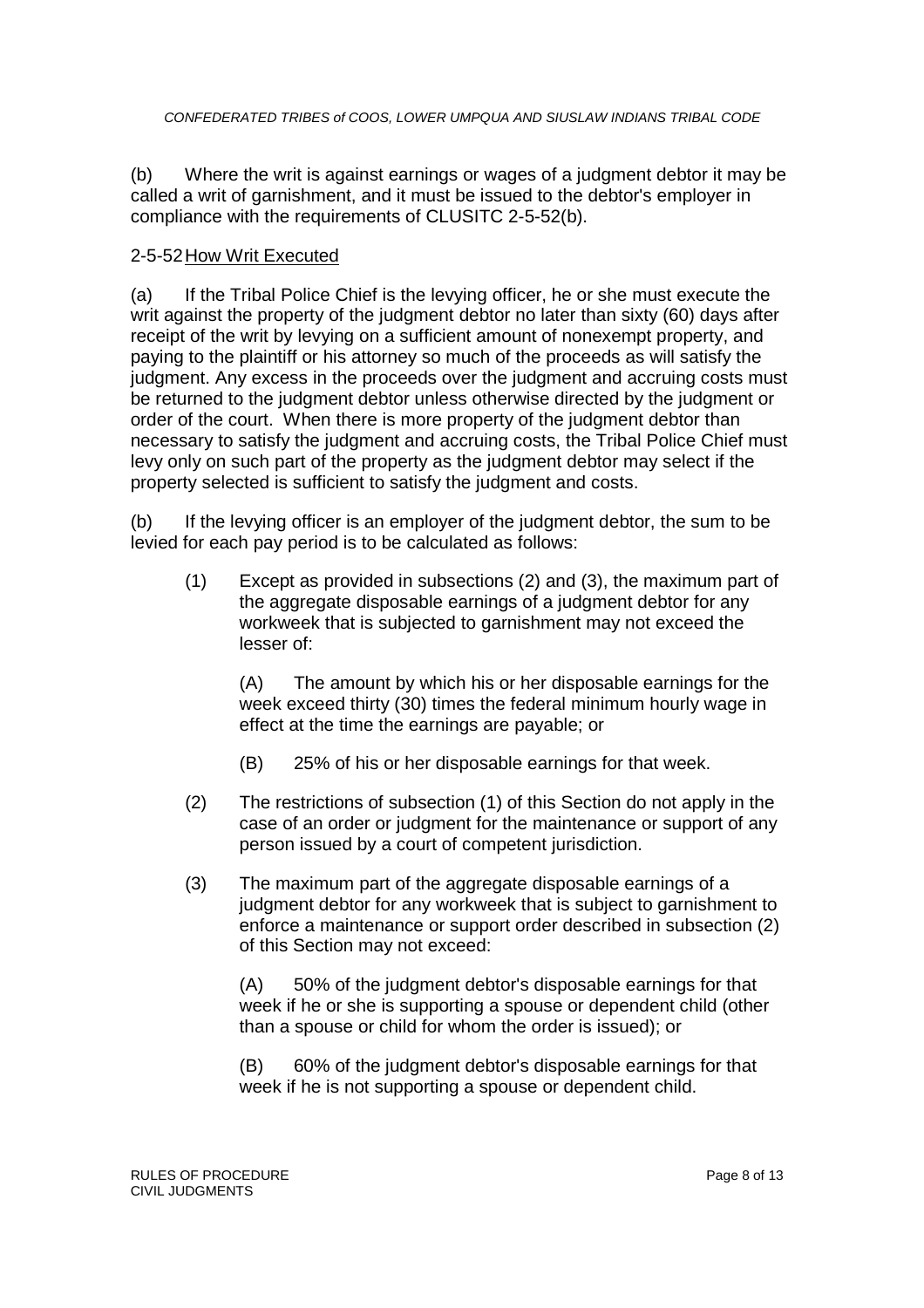(b) Where the writ is against earnings or wages of a judgment debtor it may be called a writ of garnishment, and it must be issued to the debtor's employer in compliance with the requirements of CLUSITC 2-5-52(b).

## 2-5-52 How Writ Executed

(a) If the Tribal Police Chief is the levying officer, he or she must execute the writ against the property of the judgment debtor no later than sixty (60) days after receipt of the writ by levying on a sufficient amount of nonexempt property, and paying to the plaintiff or his attorney so much of the proceeds as will satisfy the judgment. Any excess in the proceeds over the judgment and accruing costs must be returned to the judgment debtor unless otherwise directed by the judgment or order of the court. When there is more property of the judgment debtor than necessary to satisfy the judgment and accruing costs, the Tribal Police Chief must levy only on such part of the property as the judgment debtor may select if the property selected is sufficient to satisfy the judgment and costs.

(b) If the levying officer is an employer of the judgment debtor, the sum to be levied for each pay period is to be calculated as follows:

(1) Except as provided in subsections (2) and (3), the maximum part of the aggregate disposable earnings of a judgment debtor for any workweek that is subjected to garnishment may not exceed the lesser of:

(A) The amount by which his or her disposable earnings for the week exceed thirty (30) times the federal minimum hourly wage in effect at the time the earnings are payable; or

(B) 25% of his or her disposable earnings for that week.

(2) The restrictions of subsection (1) of this Section do not apply in the case of an order or judgment for the maintenance or support of any person issued by a court of competent jurisdiction.

(3) The maximum part of the aggregate disposable earnings of a judgment debtor for any workweek that is subject to garnishment to enforce a maintenance or support order described in subsection (2) of this Section may not exceed:

(A) 50% of the judgment debtor's disposable earnings for that week if he or she is supporting a spouse or dependent child (other than a spouse or child for whom the order is issued); or

(B) 60% of the judgment debtor's disposable earnings for that week if he is not supporting a spouse or dependent child.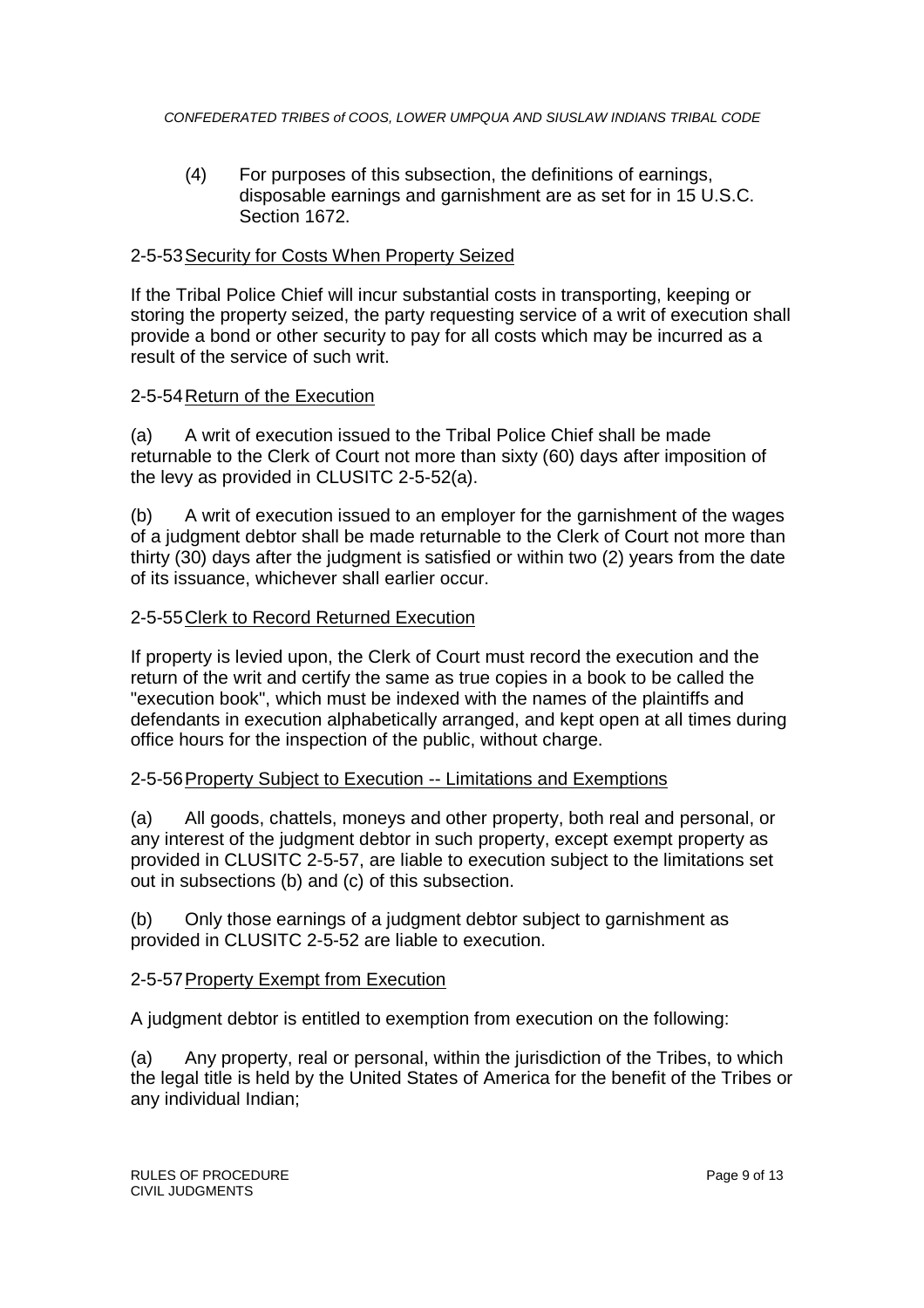(4) For purposes of this subsection, the definitions of earnings, disposable earnings and garnishment are as set for in 15 U.S.C. Section 1672.

### 2-5-53 Security for Costs When Property Seized

If the Tribal Police Chief will incur substantial costs in transporting, keeping or storing the property seized, the party requesting service of a writ of execution shall provide a bond or other security to pay for all costs which may be incurred as a result of the service of such writ.

### 2-5-54 Return of the Execution

(a) A writ of execution issued to the Tribal Police Chief shall be made returnable to the Clerk of Court not more than sixty (60) days after imposition of the levy as provided in CLUSITC 2-5-52(a).

(b) A writ of execution issued to an employer for the garnishment of the wages of a judgment debtor shall be made returnable to the Clerk of Court not more than thirty (30) days after the judgment is satisfied or within two (2) years from the date of its issuance, whichever shall earlier occur.

### 2-5-55 Clerk to Record Returned Execution

If property is levied upon, the Clerk of Court must record the execution and the return of the writ and certify the same as true copies in a book to be called the "execution book", which must be indexed with the names of the plaintiffs and defendants in execution alphabetically arranged, and kept open at all times during office hours for the inspection of the public, without charge.

### 2-5-56 Property Subject to Execution -- Limitations and Exemptions

(a) All goods, chattels, moneys and other property, both real and personal, or any interest of the judgment debtor in such property, except exempt property as provided in CLUSITC 2-5-57, are liable to execution subject to the limitations set out in subsections (b) and (c) of this subsection.

(b) Only those earnings of a judgment debtor subject to garnishment as provided in CLUSITC 2-5-52 are liable to execution.

### 2-5-57 Property Exempt from Execution

A judgment debtor is entitled to exemption from execution on the following:

(a) Any property, real or personal, within the jurisdiction of the Tribes, to which the legal title is held by the United States of America for the benefit of the Tribes or any individual Indian;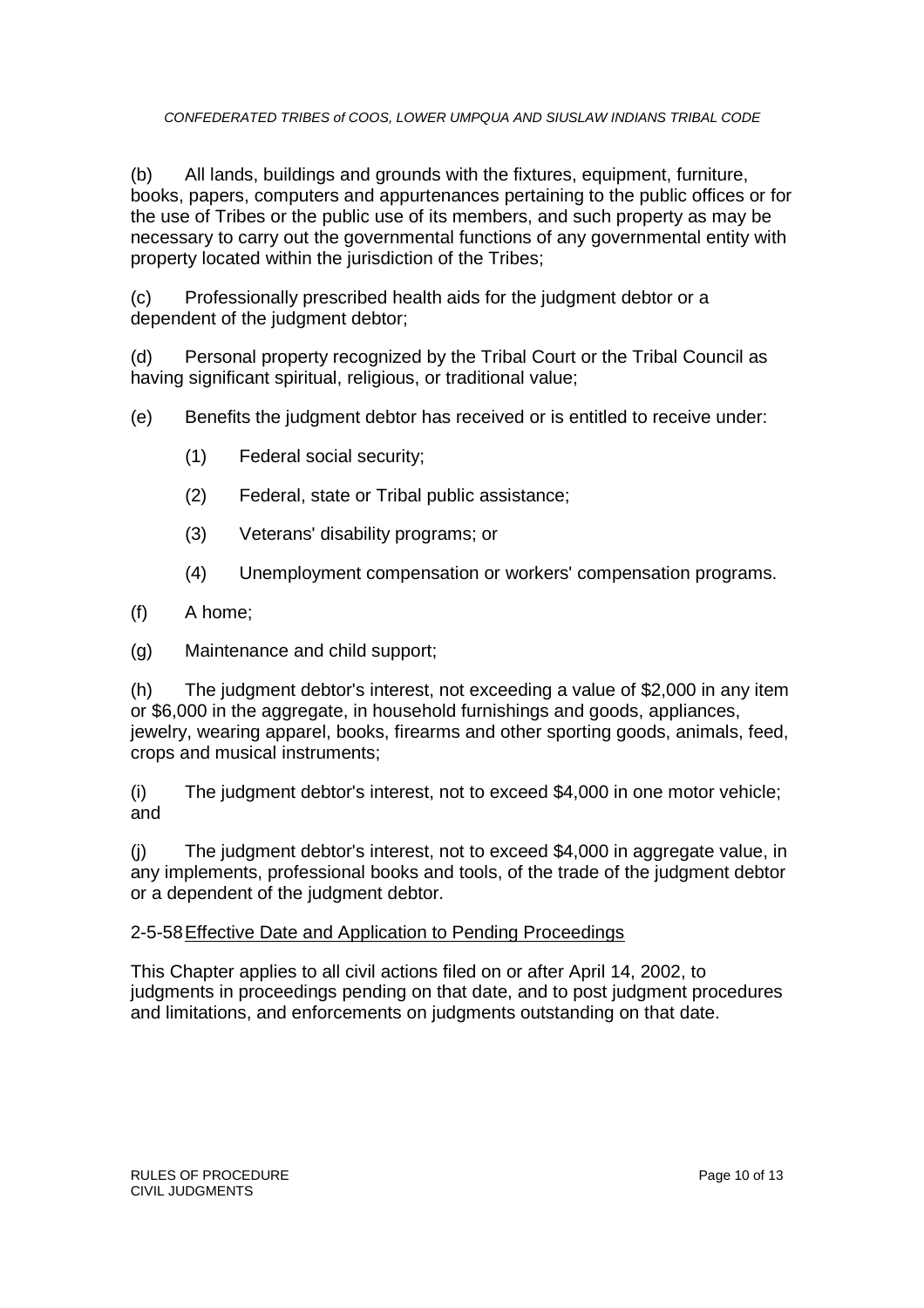(b) All lands, buildings and grounds with the fixtures, equipment, furniture, books, papers, computers and appurtenances pertaining to the public offices or for the use of Tribes or the public use of its members, and such property as may be necessary to carry out the governmental functions of any governmental entity with property located within the jurisdiction of the Tribes;

(c) Professionally prescribed health aids for the judgment debtor or a dependent of the judgment debtor;

(d) Personal property recognized by the Tribal Court or the Tribal Council as having significant spiritual, religious, or traditional value;

(e) Benefits the judgment debtor has received or is entitled to receive under:

(1) Federal social security;

(2) Federal, state or Tribal public assistance;

(3) Veterans' disability programs; or

(4) Unemployment compensation or workers' compensation programs.

(f) A home;

(g) Maintenance and child support;

(h) The judgment debtor's interest, not exceeding a value of $2,000 in any item or $6,000 in the aggregate, in household furnishings and goods, appliances, jewelry, wearing apparel, books, firearms and other sporting goods, animals, feed, crops and musical instruments;

(i) The judgment debtor's interest, not to exceed $4,000 in one motor vehicle; and

(j) The judgment debtor's interest, not to exceed $4,000 in aggregate value, in any implements, professional books and tools, of the trade of the judgment debtor or a dependent of the judgment debtor.

### 2-5-58 Effective Date and Application to Pending Proceedings

This Chapter applies to all civil actions filed on or after April 14, 2002, to judgments in proceedings pending on that date, and to post judgment procedures and limitations, and enforcements on judgments outstanding on that date.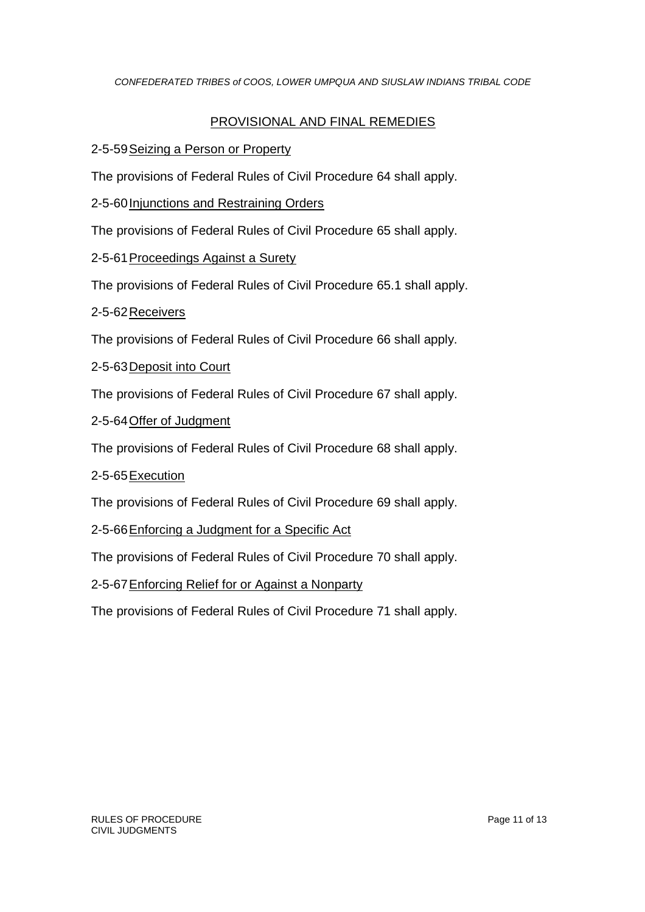## PROVISIONAL AND FINAL REMEDIES

### 2-5-59 Seizing a Person or Property

The provisions of Federal Rules of Civil Procedure 64 shall apply.

### 2-5-60 Injunctions and Restraining Orders

The provisions of Federal Rules of Civil Procedure 65 shall apply.

### 2-5-61 Proceedings Against a Surety

The provisions of Federal Rules of Civil Procedure 65.1 shall apply.

### 2-5-62 Receivers

The provisions of Federal Rules of Civil Procedure 66 shall apply.

### 2-5-63 Deposit into Court

The provisions of Federal Rules of Civil Procedure 67 shall apply.

### 2-5-64 Offer of Judgment

The provisions of Federal Rules of Civil Procedure 68 shall apply.

### 2-5-65 Execution

The provisions of Federal Rules of Civil Procedure 69 shall apply.

### 2-5-66 Enforcing a Judgment for a Specific Act

The provisions of Federal Rules of Civil Procedure 70 shall apply.

### 2-5-67 Enforcing Relief for or Against a Nonparty

The provisions of Federal Rules of Civil Procedure 71 shall apply.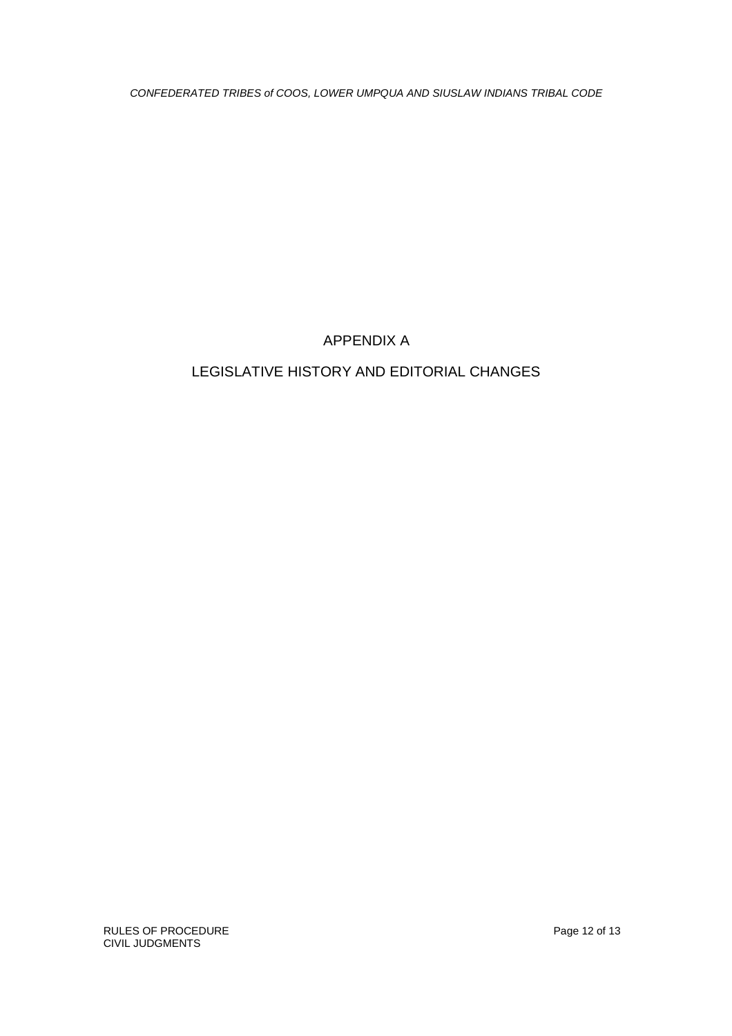# APPENDIX A

# LEGISLATIVE HISTORY AND EDITORIAL CHANGES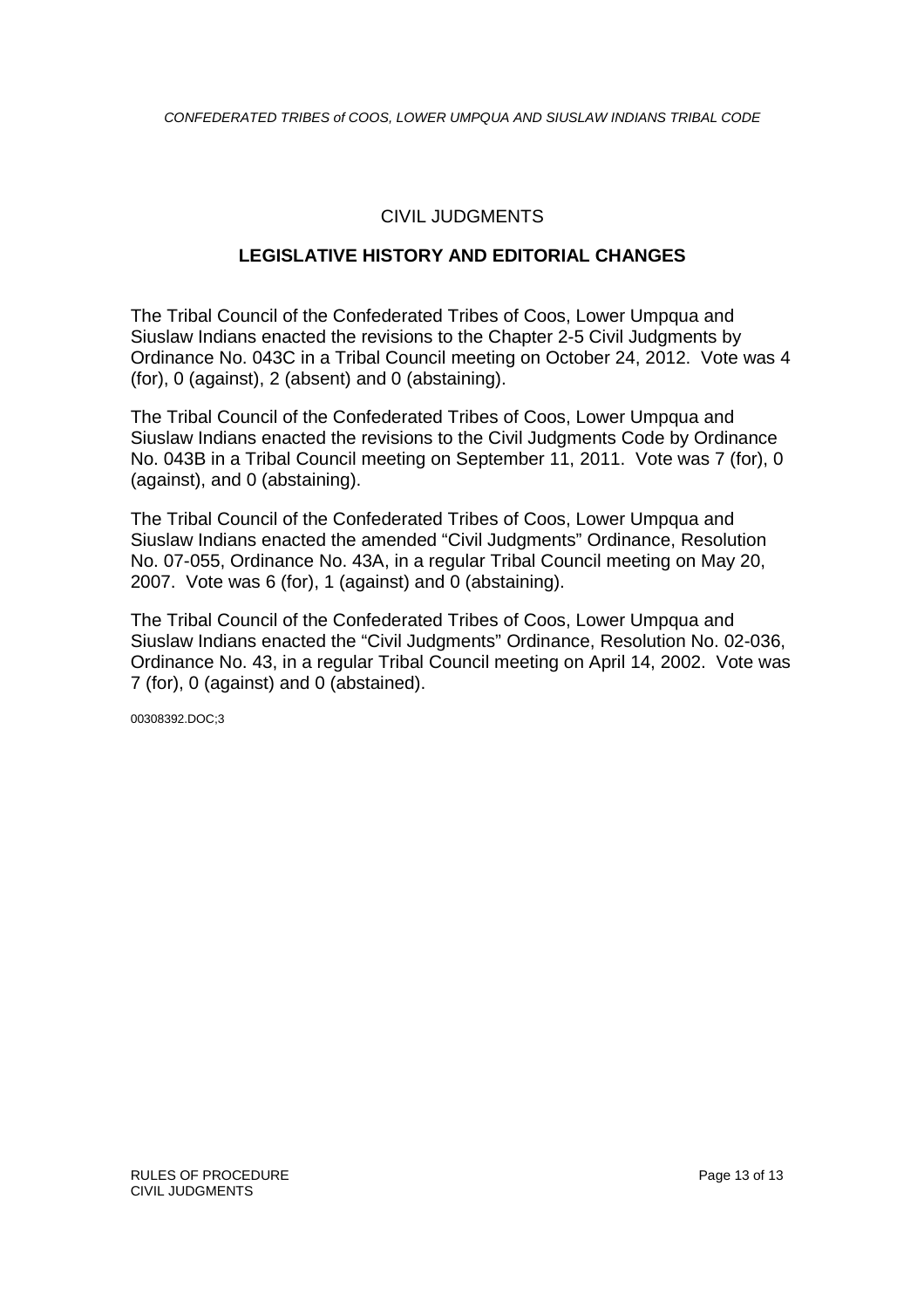## CIVIL JUDGMENTS

### LEGISLATIVE HISTORY AND EDITORIAL CHANGES

The Tribal Council of the Confederated Tribes of Coos, Lower Umpqua and Siuslaw Indians enacted the revisions to the Chapter 2-5 Civil Judgments by Ordinance No. 043C in a Tribal Council meeting on October 24, 2012. Vote was 4 (for), 0 (against), 2 (absent) and 0 (abstaining).

The Tribal Council of the Confederated Tribes of Coos, Lower Umpqua and Siuslaw Indians enacted the revisions to the Civil Judgments Code by Ordinance No. 043B in a Tribal Council meeting on September 11, 2011. Vote was 7 (for), 0 (against), and 0 (abstaining).

The Tribal Council of the Confederated Tribes of Coos, Lower Umpqua and Siuslaw Indians enacted the amended "Civil Judgments" Ordinance, Resolution No. 07-055, Ordinance No. 43A, in a regular Tribal Council meeting on May 20, 2007. Vote was 6 (for), 1 (against) and 0 (abstaining).

The Tribal Council of the Confederated Tribes of Coos, Lower Umpqua and Siuslaw Indians enacted the "Civil Judgments" Ordinance, Resolution No. 02-036, Ordinance No. 43, in a regular Tribal Council meeting on April 14, 2002. Vote was 7 (for), 0 (against) and 0 (abstained).

00308392.DOC;3